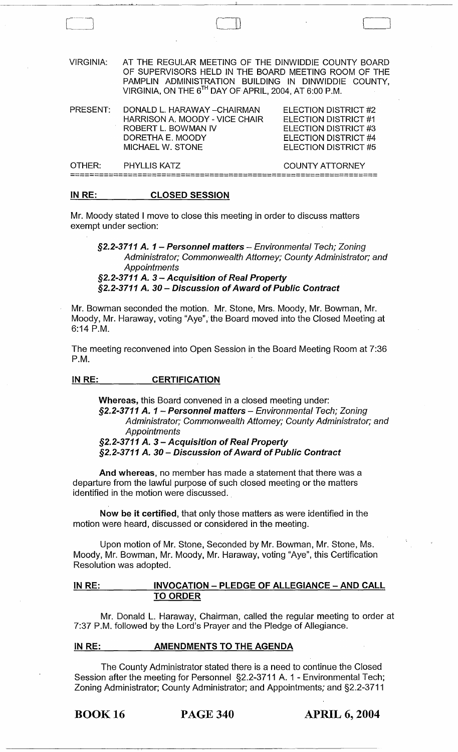VIRGINIA: AT THE REGULAR MEETING OF THE DINWIDDIE COUNTY BOARD OF SUPERVISORS HELD IN THE BOARD MEETING ROOM OF THE PAMPLIN ADMINISTRATION BUILDING IN DINWIDDIE COUNTY, VIRGINIA, ON THE 6TH DAY OF APRIL, 2004, AT 6:00 P.M.

| PRESENT: | DONALD L. HARAWAY –CHAIRMAN | ELECTION DISTRICT #2 |
|---|---|---|
| | HARRISON A. MOODY - VICE CHAIR | ELECTION DISTRICT #1 |
| | ROBERT L. BOWMAN IV | ELECTION DISTRICT #3 |
| | DORETHA E. MOODY | ELECTION DISTRICT #4 |
| | MICHAEL W. STONE | ELECTION DISTRICT #5 |
| OTHER: | PHYLLIS KATZ | COUNTY ATTORNEY |

## IN RE: CLOSED SESSION

Mr. Moody stated I move to close this meeting in order to discuss matters exempt under section:

> ***§2.2-3711 A. 1 – Personnel matters*** – *Environmental Tech; Zoning Administrator; Commonwealth Attorney; County Administrator; and Appointments*
>
> ***§2.2-3711 A. 3 – Acquisition of Real Property***
>
> ***§2.2-3711 A. 30 – Discussion of Award of Public Contract***

Mr. Bowman seconded the motion. Mr. Stone, Mrs. Moody, Mr. Bowman, Mr. Moody, Mr. Haraway, voting "Aye", the Board moved into the Closed Meeting at 6:14 P.M.

The meeting reconvened into Open Session in the Board Meeting Room at 7:36 P.M.

## IN RE: CERTIFICATION

**Whereas,** this Board convened in a closed meeting under:

> ***§2.2-3711 A. 1 – Personnel matters*** – *Environmental Tech; Zoning Administrator; Commonwealth Attorney; County Administrator; and Appointments*
>
> ***§2.2-3711 A. 3 – Acquisition of Real Property***
>
> ***§2.2-3711 A. 30 – Discussion of Award of Public Contract***

**And whereas,** no member has made a statement that there was a departure from the lawful purpose of such closed meeting or the matters identified in the motion were discussed.

**Now be it certified,** that only those matters as were identified in the motion were heard, discussed or considered in the meeting.

Upon motion of Mr. Stone, Seconded by Mr. Bowman, Mr. Stone, Ms. Moody, Mr. Bowman, Mr. Moody, Mr. Haraway, voting "Aye", this Certification Resolution was adopted.

## IN RE: INVOCATION – PLEDGE OF ALLEGIANCE – AND CALL TO ORDER

Mr. Donald L. Haraway, Chairman, called the regular meeting to order at 7:37 P.M. followed by the Lord's Prayer and the Pledge of Allegiance.

## IN RE: AMENDMENTS TO THE AGENDA

The County Administrator stated there is a need to continue the Closed Session after the meeting for Personnel §2.2-3711 A. 1 - Environmental Tech; Zoning Administrator; County Administrator; and Appointments; and §2.2-3711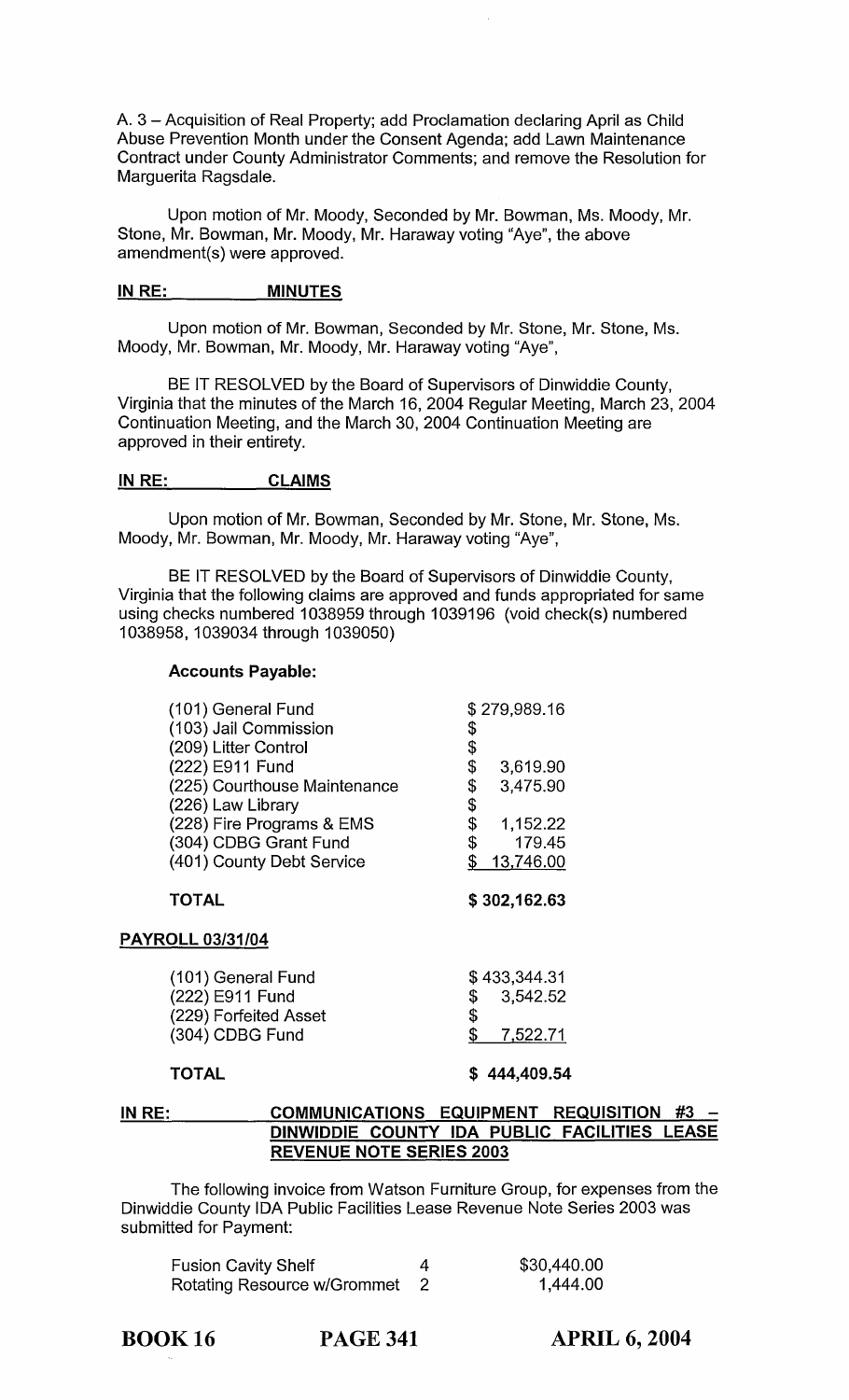A. 3 – Acquisition of Real Property; add Proclamation declaring April as Child Abuse Prevention Month under the Consent Agenda; add Lawn Maintenance Contract under County Administrator Comments; and remove the Resolution for Marguerita Ragsdale.

Upon motion of Mr. Moody, Seconded by Mr. Bowman, Ms. Moody, Mr. Stone, Mr. Bowman, Mr. Moody, Mr. Haraway voting "Aye", the above amendment(s) were approved.

**IN RE: MINUTES**

Upon motion of Mr. Bowman, Seconded by Mr. Stone, Mr. Stone, Ms. Moody, Mr. Bowman, Mr. Moody, Mr. Haraway voting "Aye",

BE IT RESOLVED by the Board of Supervisors of Dinwiddie County, Virginia that the minutes of the March 16, 2004 Regular Meeting, March 23, 2004 Continuation Meeting, and the March 30, 2004 Continuation Meeting are approved in their entirety.

**IN RE: CLAIMS**

Upon motion of Mr. Bowman, Seconded by Mr. Stone, Mr. Stone, Ms. Moody, Mr. Bowman, Mr. Moody, Mr. Haraway voting "Aye",

BE IT RESOLVED by the Board of Supervisors of Dinwiddie County, Virginia that the following claims are approved and funds appropriated for same using checks numbered 1038959 through 1039196 (void check(s) numbered 1038958, 1039034 through 1039050)

**Accounts Payable:**

| | |
|---|---|
| (101) General Fund | $ 279,989.16 |
| (103) Jail Commission | $ |
| (209) Litter Control | $ |
| (222) E911 Fund | $ 3,619.90 |
| (225) Courthouse Maintenance | $ 3,475.90 |
| (226) Law Library | $ |
| (228) Fire Programs & EMS | $ 1,152.22 |
| (304) CDBG Grant Fund | $ 179.45 |
| (401) County Debt Service | $ 13,746.00 |
| **TOTAL** | **$ 302,162.63** |

**PAYROLL 03/31/04**

| | |
|---|---|
| (101) General Fund | $ 433,344.31 |
| (222) E911 Fund | $ 3,542.52 |
| (229) Forfeited Asset | $ |
| (304) CDBG Fund | $ 7,522.71 |
| **TOTAL** | **$ 444,409.54** |

**IN RE: COMMUNICATIONS EQUIPMENT REQUISITION #3 – DINWIDDIE COUNTY IDA PUBLIC FACILITIES LEASE REVENUE NOTE SERIES 2003**

The following invoice from Watson Furniture Group, for expenses from the Dinwiddie County IDA Public Facilities Lease Revenue Note Series 2003 was submitted for Payment:

| | | |
|---|---|---|
| Fusion Cavity Shelf | 4 | $30,440.00 |
| Rotating Resource w/Grommet | 2 | 1,444.00 |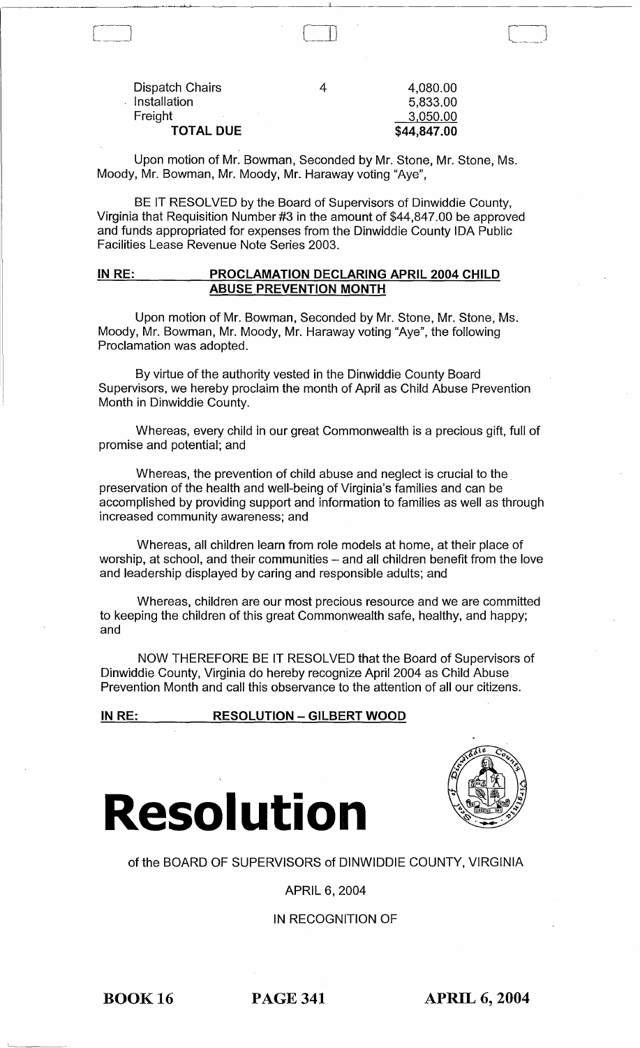| | | |
|---|---|---|
| Dispatch Chairs | 4 | 4,080.00 |
| Installation | | 5,833.00 |
| Freight | | 3,050.00 |
| **TOTAL DUE** | | **$44,847.00** |

Upon motion of Mr. Bowman, Seconded by Mr. Stone, Mr. Stone, Ms. Moody, Mr. Bowman, Mr. Moody, Mr. Haraway voting "Aye",

BE IT RESOLVED by the Board of Supervisors of Dinwiddie County, Virginia that Requisition Number #3 in the amount of $44,847.00 be approved and funds appropriated for expenses from the Dinwiddie County IDA Public Facilities Lease Revenue Note Series 2003.

**IN RE: PROCLAMATION DECLARING APRIL 2004 CHILD ABUSE PREVENTION MONTH**

Upon motion of Mr. Bowman, Seconded by Mr. Stone, Mr. Stone, Ms. Moody, Mr. Bowman, Mr. Moody, Mr. Haraway voting "Aye", the following Proclamation was adopted.

By virtue of the authority vested in the Dinwiddie County Board Supervisors, we hereby proclaim the month of April as Child Abuse Prevention Month in Dinwiddie County.

Whereas, every child in our great Commonwealth is a precious gift, full of promise and potential; and

Whereas, the prevention of child abuse and neglect is crucial to the preservation of the health and well-being of Virginia's families and can be accomplished by providing support and information to families as well as through increased community awareness; and

Whereas, all children learn from role models at home, at their place of worship, at school, and their communities – and all children benefit from the love and leadership displayed by caring and responsible adults; and

Whereas, children are our most precious resource and we are committed to keeping the children of this great Commonwealth safe, healthy, and happy; and

NOW THEREFORE BE IT RESOLVED that the Board of Supervisors of Dinwiddie County, Virginia do hereby recognize April 2004 as Child Abuse Prevention Month and call this observance to the attention of all our citizens.

**IN RE: RESOLUTION – GILBERT WOOD**

# Resolution

of the BOARD OF SUPERVISORS of DINWIDDIE COUNTY, VIRGINIA

APRIL 6, 2004

IN RECOGNITION OF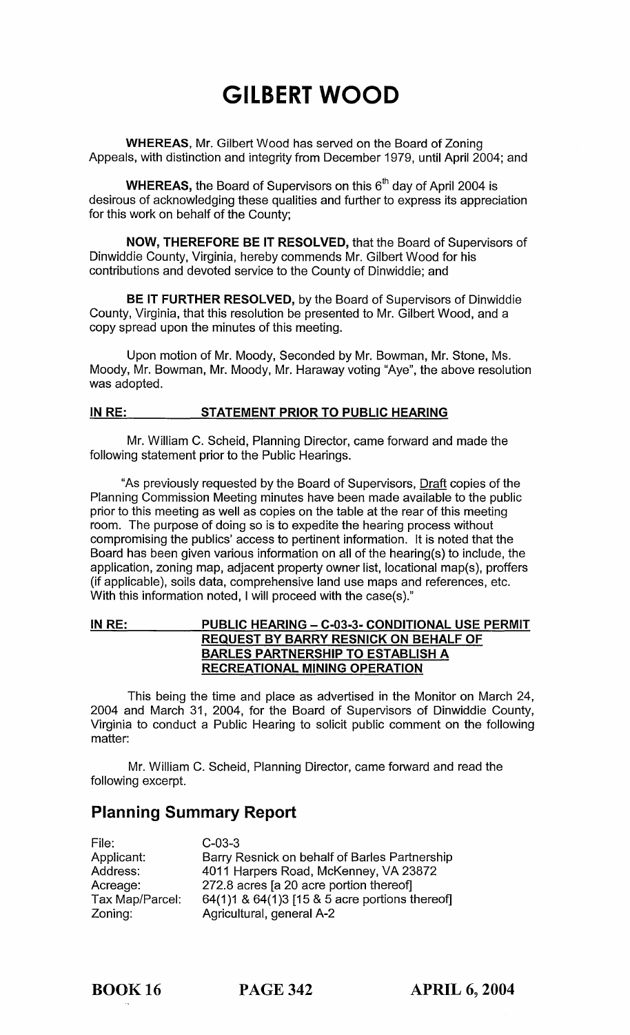# GILBERT WOOD

**WHEREAS,** Mr. Gilbert Wood has served on the Board of Zoning Appeals, with distinction and integrity from December 1979, until April 2004; and

**WHEREAS,** the Board of Supervisors on this 6th day of April 2004 is desirous of acknowledging these qualities and further to express its appreciation for this work on behalf of the County;

**NOW, THEREFORE BE IT RESOLVED,** that the Board of Supervisors of Dinwiddie County, Virginia, hereby commends Mr. Gilbert Wood for his contributions and devoted service to the County of Dinwiddie; and

**BE IT FURTHER RESOLVED,** by the Board of Supervisors of Dinwiddie County, Virginia, that this resolution be presented to Mr. Gilbert Wood, and a copy spread upon the minutes of this meeting.

Upon motion of Mr. Moody, Seconded by Mr. Bowman, Mr. Stone, Ms. Moody, Mr. Bowman, Mr. Moody, Mr. Haraway voting "Aye", the above resolution was adopted.

**IN RE: STATEMENT PRIOR TO PUBLIC HEARING**

Mr. William C. Scheid, Planning Director, came forward and made the following statement prior to the Public Hearings.

"As previously requested by the Board of Supervisors, Draft copies of the Planning Commission Meeting minutes have been made available to the public prior to this meeting as well as copies on the table at the rear of this meeting room. The purpose of doing so is to expedite the hearing process without compromising the publics' access to pertinent information. It is noted that the Board has been given various information on all of the hearing(s) to include, the application, zoning map, adjacent property owner list, locational map(s), proffers (if applicable), soils data, comprehensive land use maps and references, etc. With this information noted, I will proceed with the case(s)."

**IN RE: PUBLIC HEARING – C-03-3- CONDITIONAL USE PERMIT REQUEST BY BARRY RESNICK ON BEHALF OF BARLES PARTNERSHIP TO ESTABLISH A RECREATIONAL MINING OPERATION**

This being the time and place as advertised in the Monitor on March 24, 2004 and March 31, 2004, for the Board of Supervisors of Dinwiddie County, Virginia to conduct a Public Hearing to solicit public comment on the following matter:

Mr. William C. Scheid, Planning Director, came forward and read the following excerpt.

## Planning Summary Report

| | |
|---|---|
| File: | C-03-3 |
| Applicant: | Barry Resnick on behalf of Barles Partnership |
| Address: | 4011 Harpers Road, McKenney, VA 23872 |
| Acreage: | 272.8 acres [a 20 acre portion thereof] |
| Tax Map/Parcel: | 64(1)1 & 64(1)3 [15 & 5 acre portions thereof] |
| Zoning: | Agricultural, general A-2 |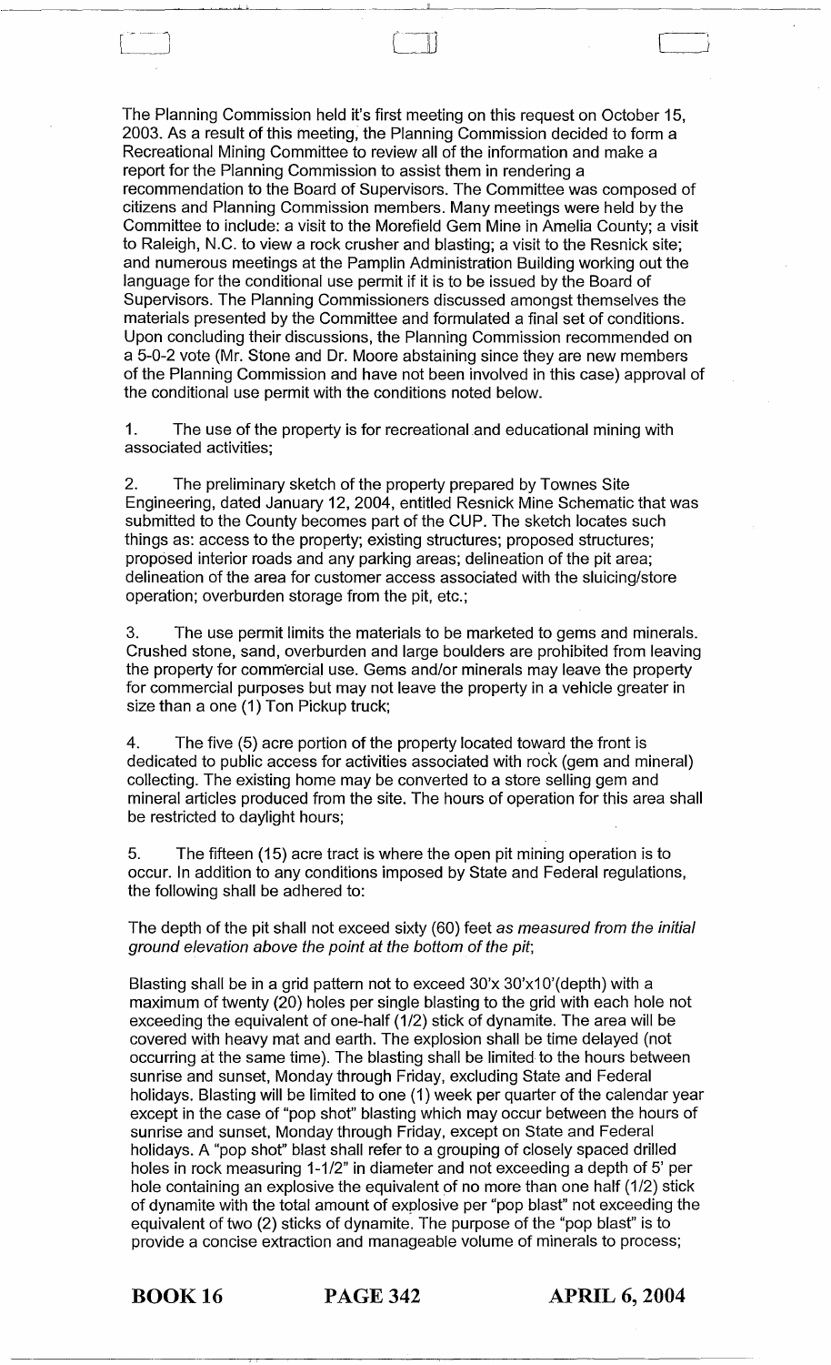The Planning Commission held it's first meeting on this request on October 15, 2003. As a result of this meeting, the Planning Commission decided to form a Recreational Mining Committee to review all of the information and make a report for the Planning Commission to assist them in rendering a recommendation to the Board of Supervisors. The Committee was composed of citizens and Planning Commission members. Many meetings were held by the Committee to include: a visit to the Morefield Gem Mine in Amelia County; a visit to Raleigh, N.C. to view a rock crusher and blasting; a visit to the Resnick site; and numerous meetings at the Pamplin Administration Building working out the language for the conditional use permit if it is to be issued by the Board of Supervisors. The Planning Commissioners discussed amongst themselves the materials presented by the Committee and formulated a final set of conditions. Upon concluding their discussions, the Planning Commission recommended on a 5-0-2 vote (Mr. Stone and Dr. Moore abstaining since they are new members of the Planning Commission and have not been involved in this case) approval of the conditional use permit with the conditions noted below.

1. The use of the property is for recreational and educational mining with associated activities;

2. The preliminary sketch of the property prepared by Townes Site Engineering, dated January 12, 2004, entitled Resnick Mine Schematic that was submitted to the County becomes part of the CUP. The sketch locates such things as: access to the property; existing structures; proposed structures; proposed interior roads and any parking areas; delineation of the pit area; delineation of the area for customer access associated with the sluicing/store operation; overburden storage from the pit, etc.;

3. The use permit limits the materials to be marketed to gems and minerals. Crushed stone, sand, overburden and large boulders are prohibited from leaving the property for commercial use. Gems and/or minerals may leave the property for commercial purposes but may not leave the property in a vehicle greater in size than a one (1) Ton Pickup truck;

4. The five (5) acre portion of the property located toward the front is dedicated to public access for activities associated with rock (gem and mineral) collecting. The existing home may be converted to a store selling gem and mineral articles produced from the site. The hours of operation for this area shall be restricted to daylight hours;

5. The fifteen (15) acre tract is where the open pit mining operation is to occur. In addition to any conditions imposed by State and Federal regulations, the following shall be adhered to:

The depth of the pit shall not exceed sixty (60) feet *as measured from the initial ground elevation above the point at the bottom of the pit*;

Blasting shall be in a grid pattern not to exceed 30'x 30'x10'(depth) with a maximum of twenty (20) holes per single blasting to the grid with each hole not exceeding the equivalent of one-half (1/2) stick of dynamite. The area will be covered with heavy mat and earth. The explosion shall be time delayed (not occurring at the same time). The blasting shall be limited to the hours between sunrise and sunset, Monday through Friday, excluding State and Federal holidays. Blasting will be limited to one (1) week per quarter of the calendar year except in the case of "pop shot" blasting which may occur between the hours of sunrise and sunset, Monday through Friday, except on State and Federal holidays. A "pop shot" blast shall refer to a grouping of closely spaced drilled holes in rock measuring 1-1/2" in diameter and not exceeding a depth of 5' per hole containing an explosive the equivalent of no more than one half (1/2) stick of dynamite with the total amount of explosive per "pop blast" not exceeding the equivalent of two (2) sticks of dynamite. The purpose of the "pop blast" is to provide a concise extraction and manageable volume of minerals to process;

**BOOK 16** **PAGE 342** **APRIL 6, 2004**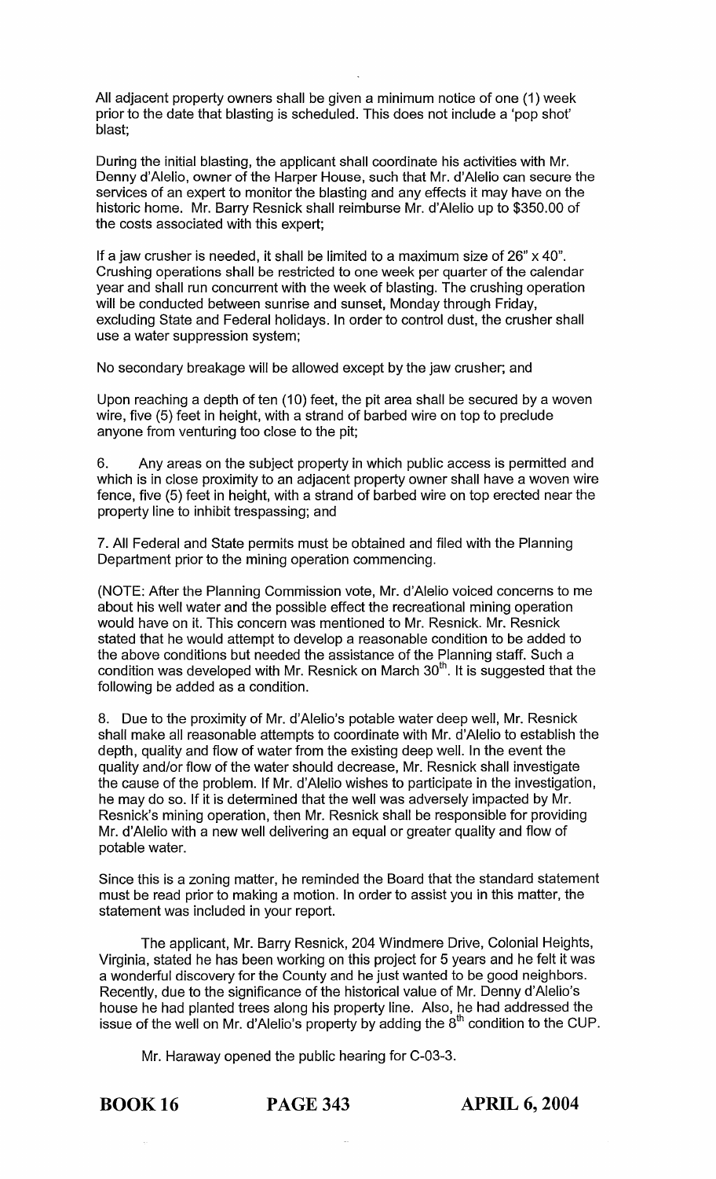All adjacent property owners shall be given a minimum notice of one (1) week prior to the date that blasting is scheduled. This does not include a 'pop shot' blast;

During the initial blasting, the applicant shall coordinate his activities with Mr. Denny d'Alelio, owner of the Harper House, such that Mr. d'Alelio can secure the services of an expert to monitor the blasting and any effects it may have on the historic home. Mr. Barry Resnick shall reimburse Mr. d'Alelio up to $350.00 of the costs associated with this expert;

If a jaw crusher is needed, it shall be limited to a maximum size of 26" x 40". Crushing operations shall be restricted to one week per quarter of the calendar year and shall run concurrent with the week of blasting. The crushing operation will be conducted between sunrise and sunset, Monday through Friday, excluding State and Federal holidays. In order to control dust, the crusher shall use a water suppression system;

No secondary breakage will be allowed except by the jaw crusher; and

Upon reaching a depth of ten (10) feet, the pit area shall be secured by a woven wire, five (5) feet in height, with a strand of barbed wire on top to preclude anyone from venturing too close to the pit;

6. Any areas on the subject property in which public access is permitted and which is in close proximity to an adjacent property owner shall have a woven wire fence, five (5) feet in height, with a strand of barbed wire on top erected near the property line to inhibit trespassing; and

7. All Federal and State permits must be obtained and filed with the Planning Department prior to the mining operation commencing.

(NOTE: After the Planning Commission vote, Mr. d'Alelio voiced concerns to me about his well water and the possible effect the recreational mining operation would have on it. This concern was mentioned to Mr. Resnick. Mr. Resnick stated that he would attempt to develop a reasonable condition to be added to the above conditions but needed the assistance of the Planning staff. Such a condition was developed with Mr. Resnick on March 30th. It is suggested that the following be added as a condition.

8. Due to the proximity of Mr. d'Alelio's potable water deep well, Mr. Resnick shall make all reasonable attempts to coordinate with Mr. d'Alelio to establish the depth, quality and flow of water from the existing deep well. In the event the quality and/or flow of the water should decrease, Mr. Resnick shall investigate the cause of the problem. If Mr. d'Alelio wishes to participate in the investigation, he may do so. If it is determined that the well was adversely impacted by Mr. Resnick's mining operation, then Mr. Resnick shall be responsible for providing Mr. d'Alelio with a new well delivering an equal or greater quality and flow of potable water.

Since this is a zoning matter, he reminded the Board that the standard statement must be read prior to making a motion. In order to assist you in this matter, the statement was included in your report.

The applicant, Mr. Barry Resnick, 204 Windmere Drive, Colonial Heights, Virginia, stated he has been working on this project for 5 years and he felt it was a wonderful discovery for the County and he just wanted to be good neighbors. Recently, due to the significance of the historical value of Mr. Denny d'Alelio's house he had planted trees along his property line. Also, he had addressed the issue of the well on Mr. d'Alelio's property by adding the 8th condition to the CUP.

Mr. Haraway opened the public hearing for C-03-3.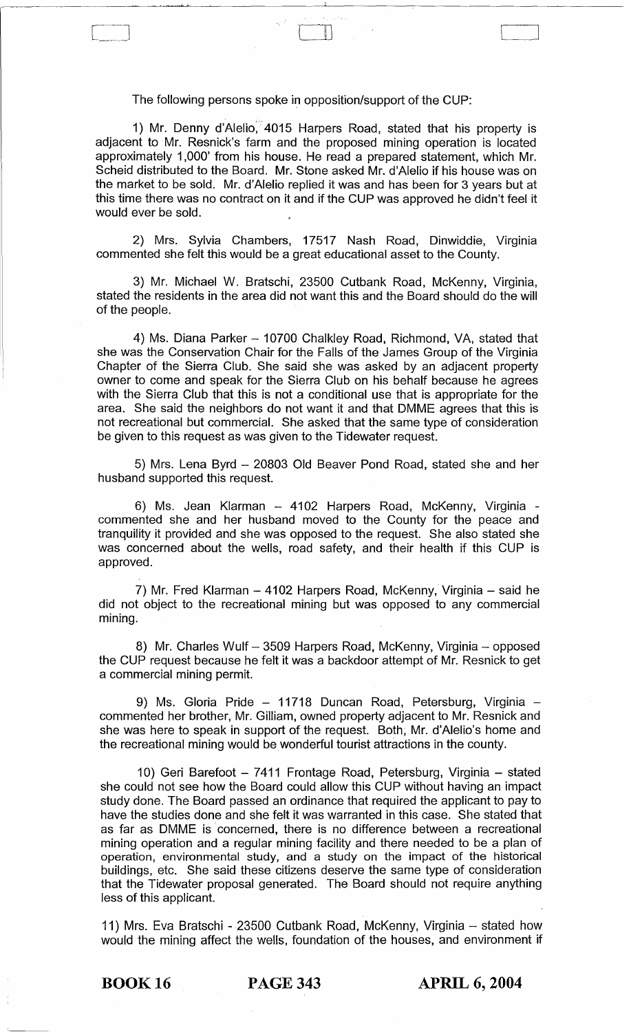The following persons spoke in opposition/support of the CUP:

1) Mr. Denny d'Alelio, 4015 Harpers Road, stated that his property is adjacent to Mr. Resnick's farm and the proposed mining operation is located approximately 1,000' from his house. He read a prepared statement, which Mr. Scheid distributed to the Board. Mr. Stone asked Mr. d'Alelio if his house was on the market to be sold. Mr. d'Alelio replied it was and has been for 3 years but at this time there was no contract on it and if the CUP was approved he didn't feel it would ever be sold.

2) Mrs. Sylvia Chambers, 17517 Nash Road, Dinwiddie, Virginia commented she felt this would be a great educational asset to the County.

3) Mr. Michael W. Bratschi, 23500 Cutbank Road, McKenny, Virginia, stated the residents in the area did not want this and the Board should do the will of the people.

4) Ms. Diana Parker – 10700 Chalkley Road, Richmond, VA, stated that she was the Conservation Chair for the Falls of the James Group of the Virginia Chapter of the Sierra Club. She said she was asked by an adjacent property owner to come and speak for the Sierra Club on his behalf because he agrees with the Sierra Club that this is not a conditional use that is appropriate for the area. She said the neighbors do not want it and that DMME agrees that this is not recreational but commercial. She asked that the same type of consideration be given to this request as was given to the Tidewater request.

5) Mrs. Lena Byrd – 20803 Old Beaver Pond Road, stated she and her husband supported this request.

6) Ms. Jean Klarman – 4102 Harpers Road, McKenny, Virginia - commented she and her husband moved to the County for the peace and tranquility it provided and she was opposed to the request. She also stated she was concerned about the wells, road safety, and their health if this CUP is approved.

7) Mr. Fred Klarman – 4102 Harpers Road, McKenny, Virginia – said he did not object to the recreational mining but was opposed to any commercial mining.

8) Mr. Charles Wulf – 3509 Harpers Road, McKenny, Virginia – opposed the CUP request because he felt it was a backdoor attempt of Mr. Resnick to get a commercial mining permit.

9) Ms. Gloria Pride – 11718 Duncan Road, Petersburg, Virginia – commented her brother, Mr. Gilliam, owned property adjacent to Mr. Resnick and she was here to speak in support of the request. Both, Mr. d'Alelio's home and the recreational mining would be wonderful tourist attractions in the county.

10) Geri Barefoot – 7411 Frontage Road, Petersburg, Virginia – stated she could not see how the Board could allow this CUP without having an impact study done. The Board passed an ordinance that required the applicant to pay to have the studies done and she felt it was warranted in this case. She stated that as far as DMME is concerned, there is no difference between a recreational mining operation and a regular mining facility and there needed to be a plan of operation, environmental study, and a study on the impact of the historical buildings, etc. She said these citizens deserve the same type of consideration that the Tidewater proposal generated. The Board should not require anything less of this applicant.

11) Mrs. Eva Bratschi - 23500 Cutbank Road, McKenny, Virginia – stated how would the mining affect the wells, foundation of the houses, and environment if

**BOOK 16** **PAGE 343** **APRIL 6, 2004**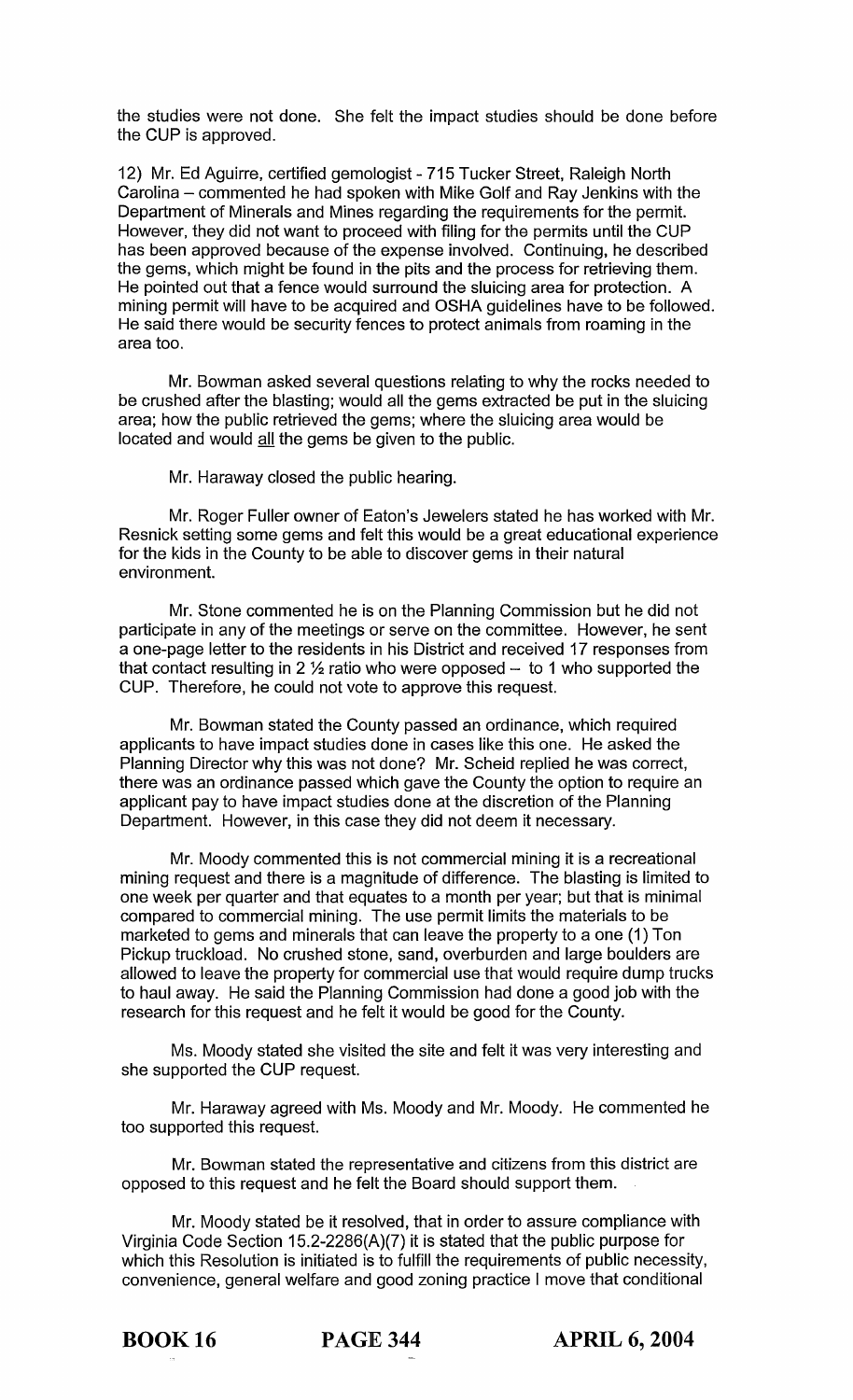the studies were not done. She felt the impact studies should be done before the CUP is approved.

12) Mr. Ed Aguirre, certified gemologist - 715 Tucker Street, Raleigh North Carolina – commented he had spoken with Mike Golf and Ray Jenkins with the Department of Minerals and Mines regarding the requirements for the permit. However, they did not want to proceed with filing for the permits until the CUP has been approved because of the expense involved. Continuing, he described the gems, which might be found in the pits and the process for retrieving them. He pointed out that a fence would surround the sluicing area for protection. A mining permit will have to be acquired and OSHA guidelines have to be followed. He said there would be security fences to protect animals from roaming in the area too.

Mr. Bowman asked several questions relating to why the rocks needed to be crushed after the blasting; would all the gems extracted be put in the sluicing area; how the public retrieved the gems; where the sluicing area would be located and would all the gems be given to the public.

Mr. Haraway closed the public hearing.

Mr. Roger Fuller owner of Eaton's Jewelers stated he has worked with Mr. Resnick setting some gems and felt this would be a great educational experience for the kids in the County to be able to discover gems in their natural environment.

Mr. Stone commented he is on the Planning Commission but he did not participate in any of the meetings or serve on the committee. However, he sent a one-page letter to the residents in his District and received 17 responses from that contact resulting in 2 ½ ratio who were opposed – to 1 who supported the CUP. Therefore, he could not vote to approve this request.

Mr. Bowman stated the County passed an ordinance, which required applicants to have impact studies done in cases like this one. He asked the Planning Director why this was not done? Mr. Scheid replied he was correct, there was an ordinance passed which gave the County the option to require an applicant pay to have impact studies done at the discretion of the Planning Department. However, in this case they did not deem it necessary.

Mr. Moody commented this is not commercial mining it is a recreational mining request and there is a magnitude of difference. The blasting is limited to one week per quarter and that equates to a month per year; but that is minimal compared to commercial mining. The use permit limits the materials to be marketed to gems and minerals that can leave the property to a one (1) Ton Pickup truckload. No crushed stone, sand, overburden and large boulders are allowed to leave the property for commercial use that would require dump trucks to haul away. He said the Planning Commission had done a good job with the research for this request and he felt it would be good for the County.

Ms. Moody stated she visited the site and felt it was very interesting and she supported the CUP request.

Mr. Haraway agreed with Ms. Moody and Mr. Moody. He commented he too supported this request.

Mr. Bowman stated the representative and citizens from this district are opposed to this request and he felt the Board should support them.

Mr. Moody stated be it resolved, that in order to assure compliance with Virginia Code Section 15.2-2286(A)(7) it is stated that the public purpose for which this Resolution is initiated is to fulfill the requirements of public necessity, convenience, general welfare and good zoning practice I move that conditional

**BOOK 16** **PAGE 344** **APRIL 6, 2004**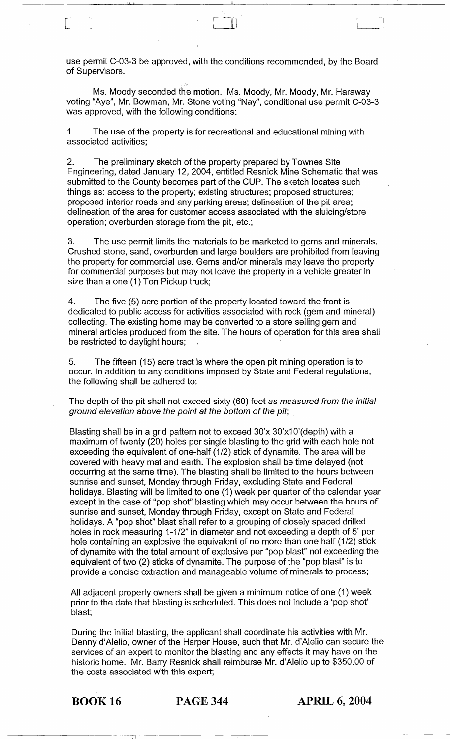use permit C-03-3 be approved, with the conditions recommended, by the Board of Supervisors.

Ms. Moody seconded the motion. Ms. Moody, Mr. Moody, Mr. Haraway voting "Aye", Mr. Bowman, Mr. Stone voting "Nay", conditional use permit C-03-3 was approved, with the following conditions:

1. The use of the property is for recreational and educational mining with associated activities;

2. The preliminary sketch of the property prepared by Townes Site Engineering, dated January 12, 2004, entitled Resnick Mine Schematic that was submitted to the County becomes part of the CUP. The sketch locates such things as: access to the property; existing structures; proposed structures; proposed interior roads and any parking areas; delineation of the pit area; delineation of the area for customer access associated with the sluicing/store operation; overburden storage from the pit, etc.;

3. The use permit limits the materials to be marketed to gems and minerals. Crushed stone, sand, overburden and large boulders are prohibited from leaving the property for commercial use. Gems and/or minerals may leave the property for commercial purposes but may not leave the property in a vehicle greater in size than a one (1) Ton Pickup truck;

4. The five (5) acre portion of the property located toward the front is dedicated to public access for activities associated with rock (gem and mineral) collecting. The existing home may be converted to a store selling gem and mineral articles produced from the site. The hours of operation for this area shall be restricted to daylight hours;

5. The fifteen (15) acre tract is where the open pit mining operation is to occur. In addition to any conditions imposed by State and Federal regulations, the following shall be adhered to:

The depth of the pit shall not exceed sixty (60) feet *as measured from the initial ground elevation above the point at the bottom of the pit*;

Blasting shall be in a grid pattern not to exceed 30'x 30'x10'(depth) with a maximum of twenty (20) holes per single blasting to the grid with each hole not exceeding the equivalent of one-half (1/2) stick of dynamite. The area will be covered with heavy mat and earth. The explosion shall be time delayed (not occurring at the same time). The blasting shall be limited to the hours between sunrise and sunset, Monday through Friday, excluding State and Federal holidays. Blasting will be limited to one (1) week per quarter of the calendar year except in the case of "pop shot" blasting which may occur between the hours of sunrise and sunset, Monday through Friday, except on State and Federal holidays. A "pop shot" blast shall refer to a grouping of closely spaced drilled holes in rock measuring 1-1/2" in diameter and not exceeding a depth of 5' per hole containing an explosive the equivalent of no more than one half (1/2) stick of dynamite with the total amount of explosive per "pop blast" not exceeding the equivalent of two (2) sticks of dynamite. The purpose of the "pop blast" is to provide a concise extraction and manageable volume of minerals to process;

All adjacent property owners shall be given a minimum notice of one (1) week prior to the date that blasting is scheduled. This does not include a 'pop shot' blast;

During the initial blasting, the applicant shall coordinate his activities with Mr. Denny d'Alelio, owner of the Harper House, such that Mr. d'Alelio can secure the services of an expert to monitor the blasting and any effects it may have on the historic home. Mr. Barry Resnick shall reimburse Mr. d'Alelio up to $350.00 of the costs associated with this expert;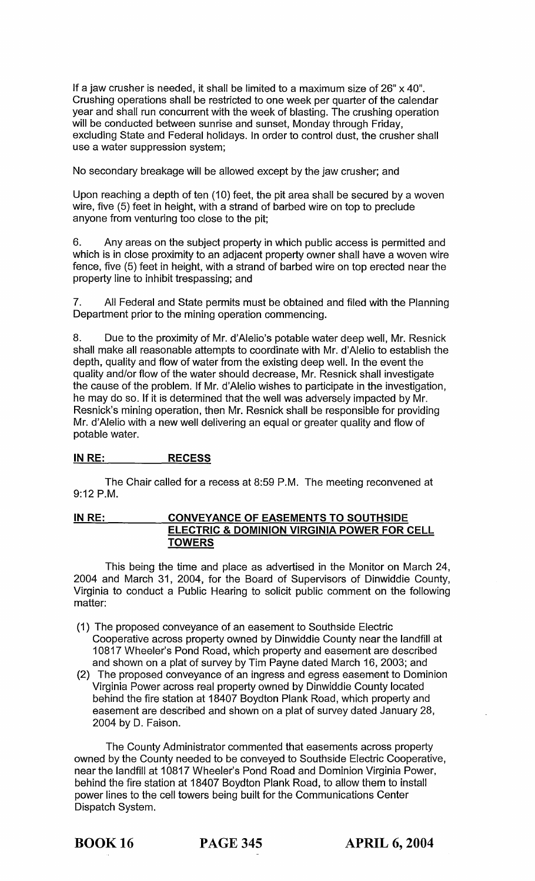If a jaw crusher is needed, it shall be limited to a maximum size of 26" x 40". Crushing operations shall be restricted to one week per quarter of the calendar year and shall run concurrent with the week of blasting. The crushing operation will be conducted between sunrise and sunset, Monday through Friday, excluding State and Federal holidays. In order to control dust, the crusher shall use a water suppression system;

No secondary breakage will be allowed except by the jaw crusher; and

Upon reaching a depth of ten (10) feet, the pit area shall be secured by a woven wire, five (5) feet in height, with a strand of barbed wire on top to preclude anyone from venturing too close to the pit;

6. Any areas on the subject property in which public access is permitted and which is in close proximity to an adjacent property owner shall have a woven wire fence, five (5) feet in height, with a strand of barbed wire on top erected near the property line to inhibit trespassing; and

7. All Federal and State permits must be obtained and filed with the Planning Department prior to the mining operation commencing.

8. Due to the proximity of Mr. d'Alelio's potable water deep well, Mr. Resnick shall make all reasonable attempts to coordinate with Mr. d'Alelio to establish the depth, quality and flow of water from the existing deep well. In the event the quality and/or flow of the water should decrease, Mr. Resnick shall investigate the cause of the problem. If Mr. d'Alelio wishes to participate in the investigation, he may do so. If it is determined that the well was adversely impacted by Mr. Resnick's mining operation, then Mr. Resnick shall be responsible for providing Mr. d'Alelio with a new well delivering an equal or greater quality and flow of potable water.

**IN RE: RECESS**

The Chair called for a recess at 8:59 P.M. The meeting reconvened at 9:12 P.M.

**IN RE: CONVEYANCE OF EASEMENTS TO SOUTHSIDE ELECTRIC & DOMINION VIRGINIA POWER FOR CELL TOWERS**

This being the time and place as advertised in the Monitor on March 24, 2004 and March 31, 2004, for the Board of Supervisors of Dinwiddie County, Virginia to conduct a Public Hearing to solicit public comment on the following matter:

(1) The proposed conveyance of an easement to Southside Electric Cooperative across property owned by Dinwiddie County near the landfill at 10817 Wheeler's Pond Road, which property and easement are described and shown on a plat of survey by Tim Payne dated March 16, 2003; and
(2) The proposed conveyance of an ingress and egress easement to Dominion Virginia Power across real property owned by Dinwiddie County located behind the fire station at 18407 Boydton Plank Road, which property and easement are described and shown on a plat of survey dated January 28, 2004 by D. Faison.

The County Administrator commented that easements across property owned by the County needed to be conveyed to Southside Electric Cooperative, near the landfill at 10817 Wheeler's Pond Road and Dominion Virginia Power, behind the fire station at 18407 Boydton Plank Road, to allow them to install power lines to the cell towers being built for the Communications Center Dispatch System.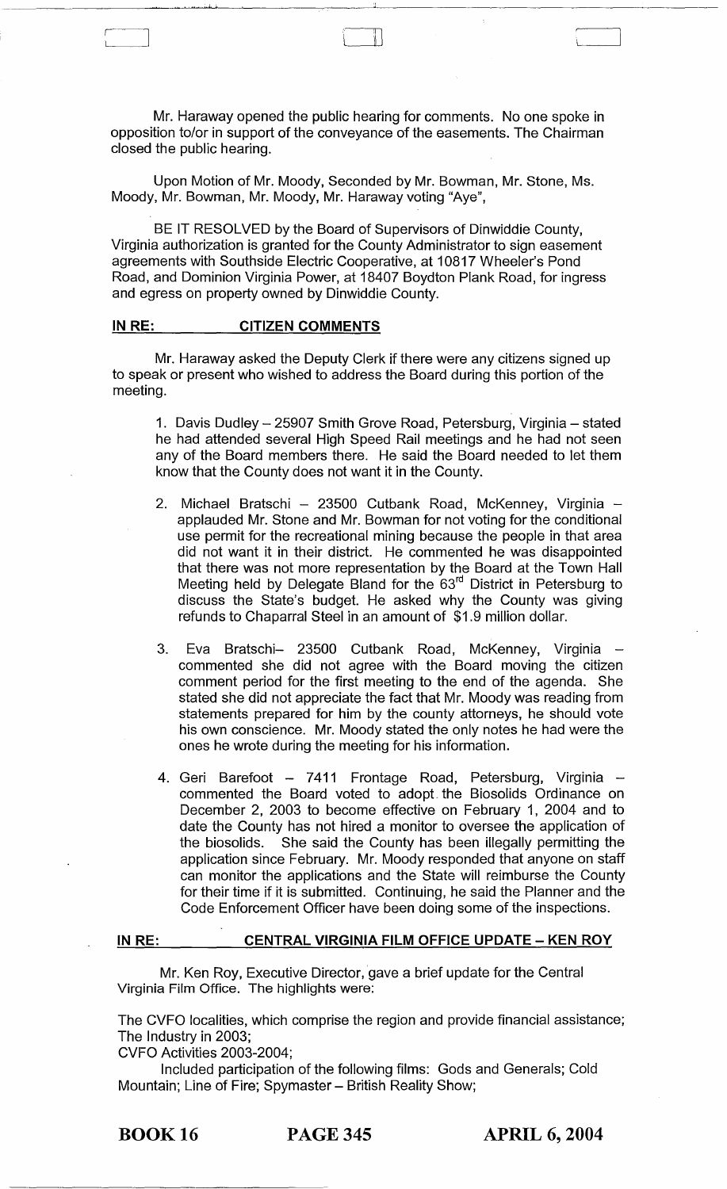Mr. Haraway opened the public hearing for comments. No one spoke in opposition to/or in support of the conveyance of the easements. The Chairman closed the public hearing.

Upon Motion of Mr. Moody, Seconded by Mr. Bowman, Mr. Stone, Ms. Moody, Mr. Bowman, Mr. Moody, Mr. Haraway voting "Aye",

BE IT RESOLVED by the Board of Supervisors of Dinwiddie County, Virginia authorization is granted for the County Administrator to sign easement agreements with Southside Electric Cooperative, at 10817 Wheeler's Pond Road, and Dominion Virginia Power, at 18407 Boydton Plank Road, for ingress and egress on property owned by Dinwiddie County.

## IN RE: CITIZEN COMMENTS

Mr. Haraway asked the Deputy Clerk if there were any citizens signed up to speak or present who wished to address the Board during this portion of the meeting.

1. Davis Dudley – 25907 Smith Grove Road, Petersburg, Virginia – stated he had attended several High Speed Rail meetings and he had not seen any of the Board members there. He said the Board needed to let them know that the County does not want it in the County.

2. Michael Bratschi – 23500 Cutbank Road, McKenney, Virginia – applauded Mr. Stone and Mr. Bowman for not voting for the conditional use permit for the recreational mining because the people in that area did not want it in their district. He commented he was disappointed that there was not more representation by the Board at the Town Hall Meeting held by Delegate Bland for the 63rd District in Petersburg to discuss the State's budget. He asked why the County was giving refunds to Chaparral Steel in an amount of $1.9 million dollar.

3. Eva Bratschi– 23500 Cutbank Road, McKenney, Virginia – commented she did not agree with the Board moving the citizen comment period for the first meeting to the end of the agenda. She stated she did not appreciate the fact that Mr. Moody was reading from statements prepared for him by the county attorneys, he should vote his own conscience. Mr. Moody stated the only notes he had were the ones he wrote during the meeting for his information.

4. Geri Barefoot – 7411 Frontage Road, Petersburg, Virginia – commented the Board voted to adopt the Biosolids Ordinance on December 2, 2003 to become effective on February 1, 2004 and to date the County has not hired a monitor to oversee the application of the biosolids. She said the County has been illegally permitting the application since February. Mr. Moody responded that anyone on staff can monitor the applications and the State will reimburse the County for their time if it is submitted. Continuing, he said the Planner and the Code Enforcement Officer have been doing some of the inspections.

## IN RE: CENTRAL VIRGINIA FILM OFFICE UPDATE – KEN ROY

Mr. Ken Roy, Executive Director, gave a brief update for the Central Virginia Film Office. The highlights were:

The CVFO localities, which comprise the region and provide financial assistance;
The Industry in 2003;
CVFO Activities 2003-2004;

Included participation of the following films: Gods and Generals; Cold Mountain; Line of Fire; Spymaster – British Reality Show;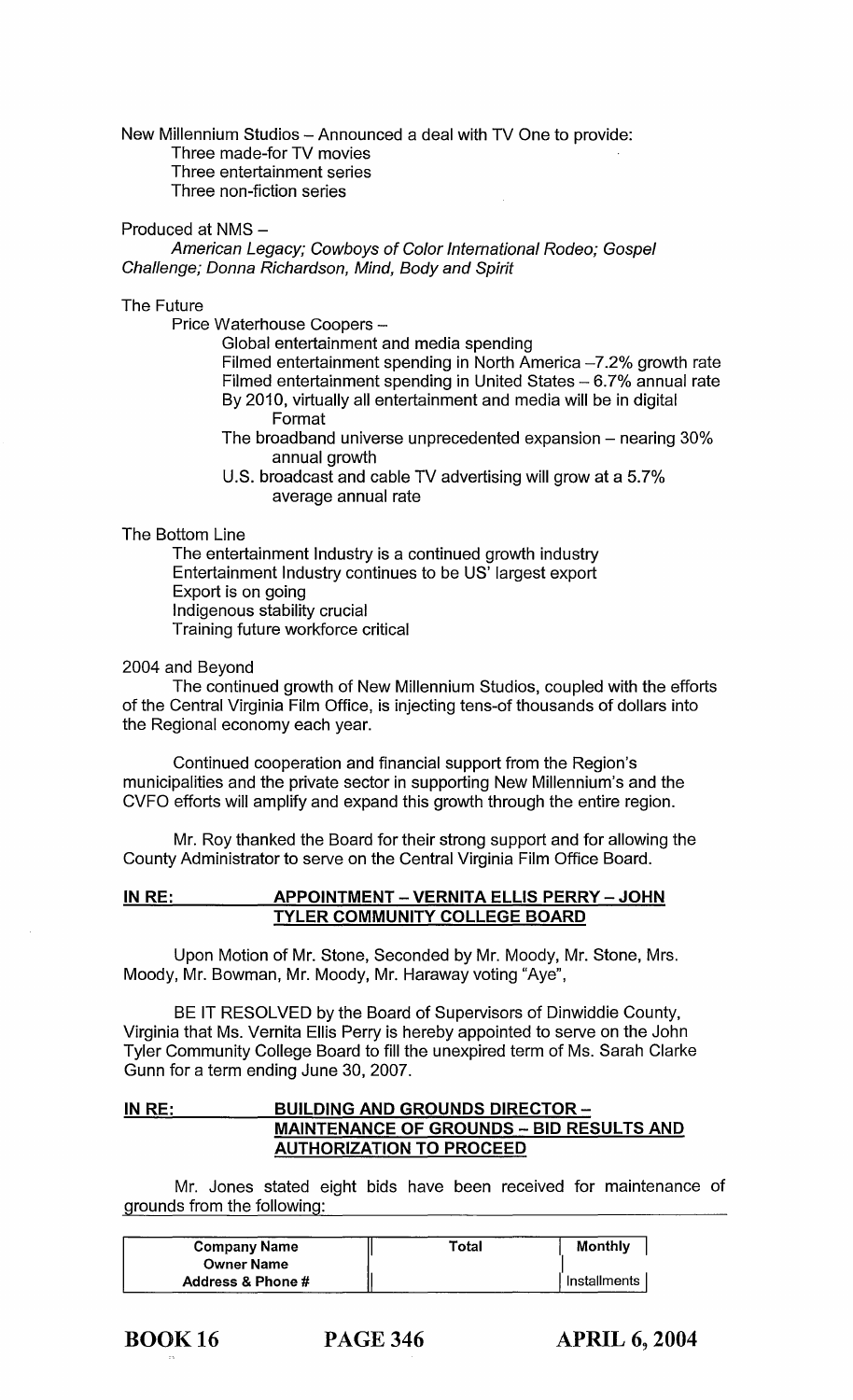New Millennium Studios – Announced a deal with TV One to provide:

- Three made-for TV movies
- Three entertainment series
- Three non-fiction series

Produced at NMS –

*American Legacy; Cowboys of Color International Rodeo; Gospel Challenge; Donna Richardson, Mind, Body and Spirit*

The Future

Price Waterhouse Coopers –

- Global entertainment and media spending
- Filmed entertainment spending in North America –7.2% growth rate
- Filmed entertainment spending in United States – 6.7% annual rate
- By 2010, virtually all entertainment and media will be in digital Format
- The broadband universe unprecedented expansion – nearing 30% annual growth
- U.S. broadcast and cable TV advertising will grow at a 5.7% average annual rate

The Bottom Line

- The entertainment Industry is a continued growth industry
- Entertainment Industry continues to be US' largest export
- Export is on going
- Indigenous stability crucial
- Training future workforce critical

2004 and Beyond

The continued growth of New Millennium Studios, coupled with the efforts of the Central Virginia Film Office, is injecting tens-of thousands of dollars into the Regional economy each year.

Continued cooperation and financial support from the Region's municipalities and the private sector in supporting New Millennium's and the CVFO efforts will amplify and expand this growth through the entire region.

Mr. Roy thanked the Board for their strong support and for allowing the County Administrator to serve on the Central Virginia Film Office Board.

**IN RE: APPOINTMENT – VERNITA ELLIS PERRY – JOHN TYLER COMMUNITY COLLEGE BOARD**

Upon Motion of Mr. Stone, Seconded by Mr. Moody, Mr. Stone, Mrs. Moody, Mr. Bowman, Mr. Moody, Mr. Haraway voting "Aye",

BE IT RESOLVED by the Board of Supervisors of Dinwiddie County, Virginia that Ms. Vernita Ellis Perry is hereby appointed to serve on the John Tyler Community College Board to fill the unexpired term of Ms. Sarah Clarke Gunn for a term ending June 30, 2007.

**IN RE: BUILDING AND GROUNDS DIRECTOR – MAINTENANCE OF GROUNDS – BID RESULTS AND AUTHORIZATION TO PROCEED**

Mr. Jones stated eight bids have been received for maintenance of grounds from the following:

| Company Name<br>Owner Name<br>Address & Phone # | Total | Monthly<br>Installments |
|---|---|---|

BOOK 16 PAGE 346 APRIL 6, 2004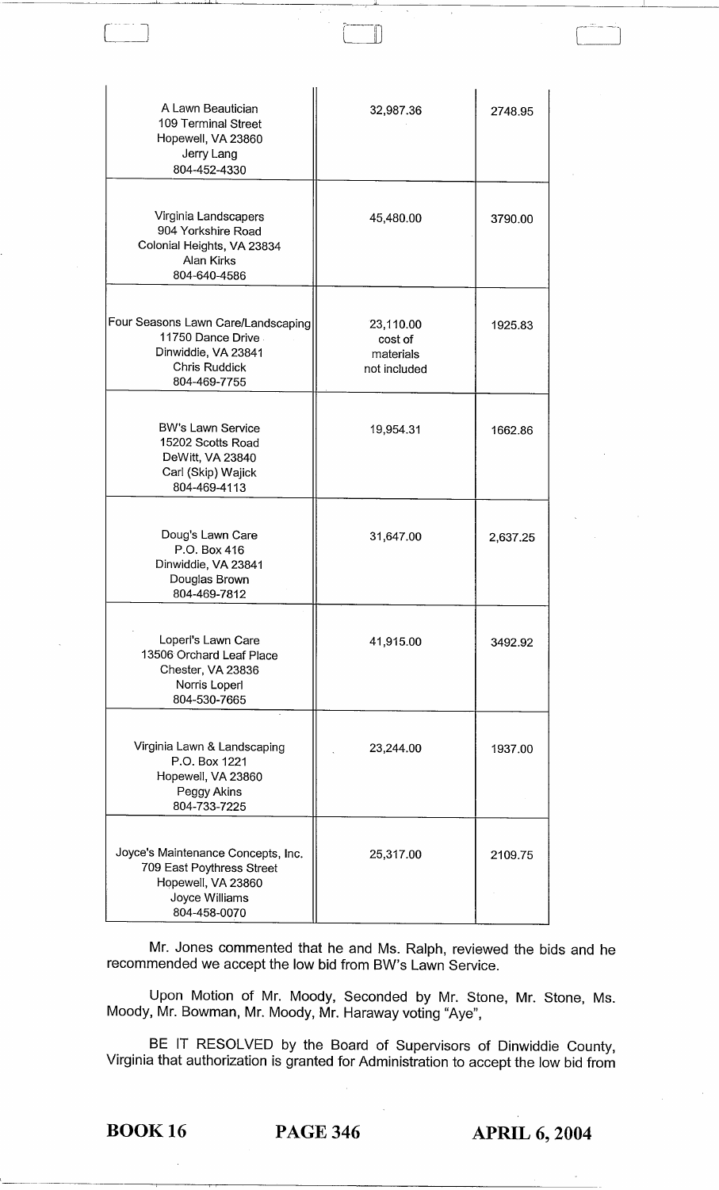| | | |
|---|---|---|
| A Lawn Beautician<br>109 Terminal Street<br>Hopewell, VA 23860<br>Jerry Lang<br>804-452-4330 | 32,987.36 | 2748.95 |
| Virginia Landscapers<br>904 Yorkshire Road<br>Colonial Heights, VA 23834<br>Alan Kirks<br>804-640-4586 | 45,480.00 | 3790.00 |
| Four Seasons Lawn Care/Landscaping<br>11750 Dance Drive<br>Dinwiddie, VA 23841<br>Chris Ruddick<br>804-469-7755 | 23,110.00<br>cost of<br>materials<br>not included | 1925.83 |
| BW's Lawn Service<br>15202 Scotts Road<br>DeWitt, VA 23840<br>Carl (Skip) Wajick<br>804-469-4113 | 19,954.31 | 1662.86 |
| Doug's Lawn Care<br>P.O. Box 416<br>Dinwiddie, VA 23841<br>Douglas Brown<br>804-469-7812 | 31,647.00 | 2,637.25 |
| Loperl's Lawn Care<br>13506 Orchard Leaf Place<br>Chester, VA 23836<br>Norris Loperl<br>804-530-7665 | 41,915.00 | 3492.92 |
| Virginia Lawn & Landscaping<br>P.O. Box 1221<br>Hopewell, VA 23860<br>Peggy Akins<br>804-733-7225 | 23,244.00 | 1937.00 |
| Joyce's Maintenance Concepts, Inc.<br>709 East Poythress Street<br>Hopewell, VA 23860<br>Joyce Williams<br>804-458-0070 | 25,317.00 | 2109.75 |

Mr. Jones commented that he and Ms. Ralph, reviewed the bids and he recommended we accept the low bid from BW's Lawn Service.

Upon Motion of Mr. Moody, Seconded by Mr. Stone, Mr. Stone, Ms. Moody, Mr. Bowman, Mr. Moody, Mr. Haraway voting "Aye",

BE IT RESOLVED by the Board of Supervisors of Dinwiddie County, Virginia that authorization is granted for Administration to accept the low bid from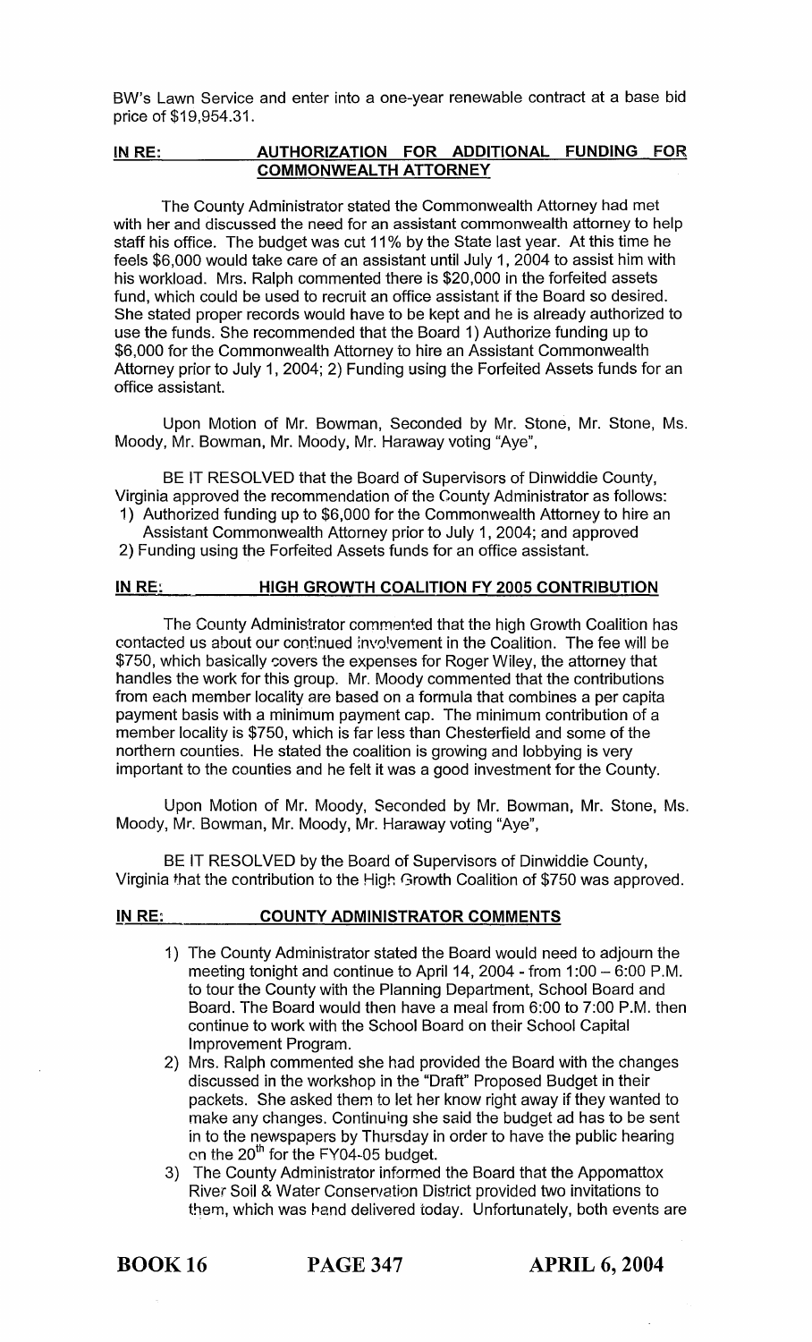BW's Lawn Service and enter into a one-year renewable contract at a base bid price of $19,954.31.

**IN RE: AUTHORIZATION FOR ADDITIONAL FUNDING FOR COMMONWEALTH ATTORNEY**

The County Administrator stated the Commonwealth Attorney had met with her and discussed the need for an assistant commonwealth attorney to help staff his office. The budget was cut 11% by the State last year. At this time he feels $6,000 would take care of an assistant until July 1, 2004 to assist him with his workload. Mrs. Ralph commented there is $20,000 in the forfeited assets fund, which could be used to recruit an office assistant if the Board so desired. She stated proper records would have to be kept and he is already authorized to use the funds. She recommended that the Board 1) Authorize funding up to $6,000 for the Commonwealth Attorney to hire an Assistant Commonwealth Attorney prior to July 1, 2004; 2) Funding using the Forfeited Assets funds for an office assistant.

Upon Motion of Mr. Bowman, Seconded by Mr. Stone, Mr. Stone, Ms. Moody, Mr. Bowman, Mr. Moody, Mr. Haraway voting "Aye",

BE IT RESOLVED that the Board of Supervisors of Dinwiddie County, Virginia approved the recommendation of the County Administrator as follows:

1) Authorized funding up to $6,000 for the Commonwealth Attorney to hire an Assistant Commonwealth Attorney prior to July 1, 2004; and approved
2) Funding using the Forfeited Assets funds for an office assistant.

**IN RE: HIGH GROWTH COALITION FY 2005 CONTRIBUTION**

The County Administrator commented that the high Growth Coalition has contacted us about our continued involvement in the Coalition. The fee will be $750, which basically covers the expenses for Roger Wiley, the attorney that handles the work for this group. Mr. Moody commented that the contributions from each member locality are based on a formula that combines a per capita payment basis with a minimum payment cap. The minimum contribution of a member locality is $750, which is far less than Chesterfield and some of the northern counties. He stated the coalition is growing and lobbying is very important to the counties and he felt it was a good investment for the County.

Upon Motion of Mr. Moody, Seconded by Mr. Bowman, Mr. Stone, Ms. Moody, Mr. Bowman, Mr. Moody, Mr. Haraway voting "Aye",

BE IT RESOLVED by the Board of Supervisors of Dinwiddie County, Virginia that the contribution to the High Growth Coalition of $750 was approved.

**IN RE: COUNTY ADMINISTRATOR COMMENTS**

1) The County Administrator stated the Board would need to adjourn the meeting tonight and continue to April 14, 2004 - from 1:00 – 6:00 P.M. to tour the County with the Planning Department, School Board and Board. The Board would then have a meal from 6:00 to 7:00 P.M. then continue to work with the School Board on their School Capital Improvement Program.
2) Mrs. Ralph commented she had provided the Board with the changes discussed in the workshop in the "Draft" Proposed Budget in their packets. She asked them to let her know right away if they wanted to make any changes. Continuing she said the budget ad has to be sent in to the newspapers by Thursday in order to have the public hearing on the 20th for the FY04-05 budget.
3) The County Administrator informed the Board that the Appomattox River Soil & Water Conservation District provided two invitations to them, which was hand delivered today. Unfortunately, both events are

**BOOK 16 PAGE 347 APRIL 6, 2004**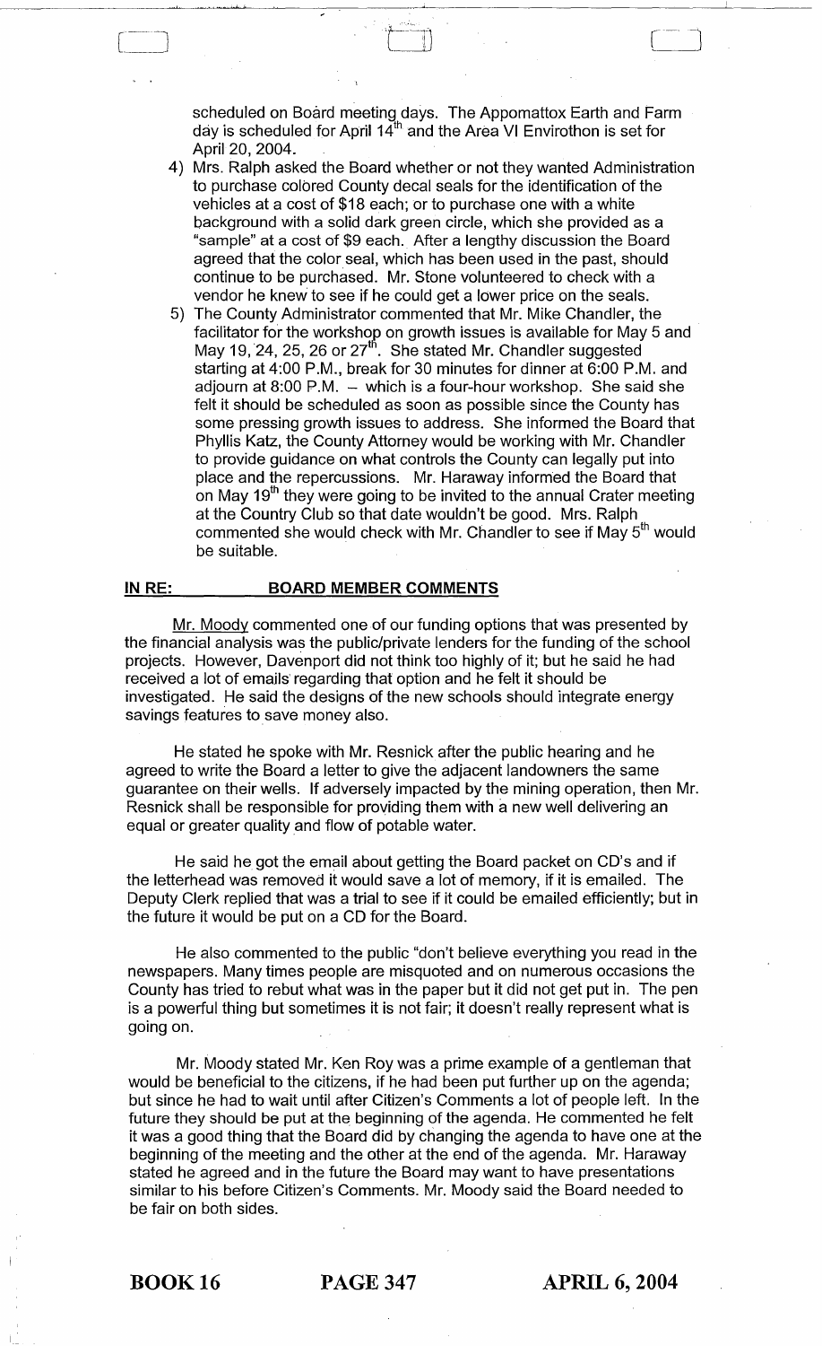scheduled on Board meeting days. The Appomattox Earth and Farm day is scheduled for April 14th and the Area VI Envirothon is set for April 20, 2004.

4) Mrs. Ralph asked the Board whether or not they wanted Administration to purchase colored County decal seals for the identification of the vehicles at a cost of $18 each; or to purchase one with a white background with a solid dark green circle, which she provided as a "sample" at a cost of $9 each. After a lengthy discussion the Board agreed that the color seal, which has been used in the past, should continue to be purchased. Mr. Stone volunteered to check with a vendor he knew to see if he could get a lower price on the seals.
5) The County Administrator commented that Mr. Mike Chandler, the facilitator for the workshop on growth issues is available for May 5 and May 19, 24, 25, 26 or 27th. She stated Mr. Chandler suggested starting at 4:00 P.M., break for 30 minutes for dinner at 6:00 P.M. and adjourn at 8:00 P.M. – which is a four-hour workshop. She said she felt it should be scheduled as soon as possible since the County has some pressing growth issues to address. She informed the Board that Phyllis Katz, the County Attorney would be working with Mr. Chandler to provide guidance on what controls the County can legally put into place and the repercussions. Mr. Haraway informed the Board that on May 19th they were going to be invited to the annual Crater meeting at the Country Club so that date wouldn't be good. Mrs. Ralph commented she would check with Mr. Chandler to see if May 5th would be suitable.

**IN RE: BOARD MEMBER COMMENTS**

Mr. Moody commented one of our funding options that was presented by the financial analysis was the public/private lenders for the funding of the school projects. However, Davenport did not think too highly of it; but he said he had received a lot of emails regarding that option and he felt it should be investigated. He said the designs of the new schools should integrate energy savings features to save money also.

He stated he spoke with Mr. Resnick after the public hearing and he agreed to write the Board a letter to give the adjacent landowners the same guarantee on their wells. If adversely impacted by the mining operation, then Mr. Resnick shall be responsible for providing them with a new well delivering an equal or greater quality and flow of potable water.

He said he got the email about getting the Board packet on CD's and if the letterhead was removed it would save a lot of memory, if it is emailed. The Deputy Clerk replied that was a trial to see if it could be emailed efficiently; but in the future it would be put on a CD for the Board.

He also commented to the public "don't believe everything you read in the newspapers. Many times people are misquoted and on numerous occasions the County has tried to rebut what was in the paper but it did not get put in. The pen is a powerful thing but sometimes it is not fair; it doesn't really represent what is going on.

Mr. Moody stated Mr. Ken Roy was a prime example of a gentleman that would be beneficial to the citizens, if he had been put further up on the agenda; but since he had to wait until after Citizen's Comments a lot of people left. In the future they should be put at the beginning of the agenda. He commented he felt it was a good thing that the Board did by changing the agenda to have one at the beginning of the meeting and the other at the end of the agenda. Mr. Haraway stated he agreed and in the future the Board may want to have presentations similar to his before Citizen's Comments. Mr. Moody said the Board needed to be fair on both sides.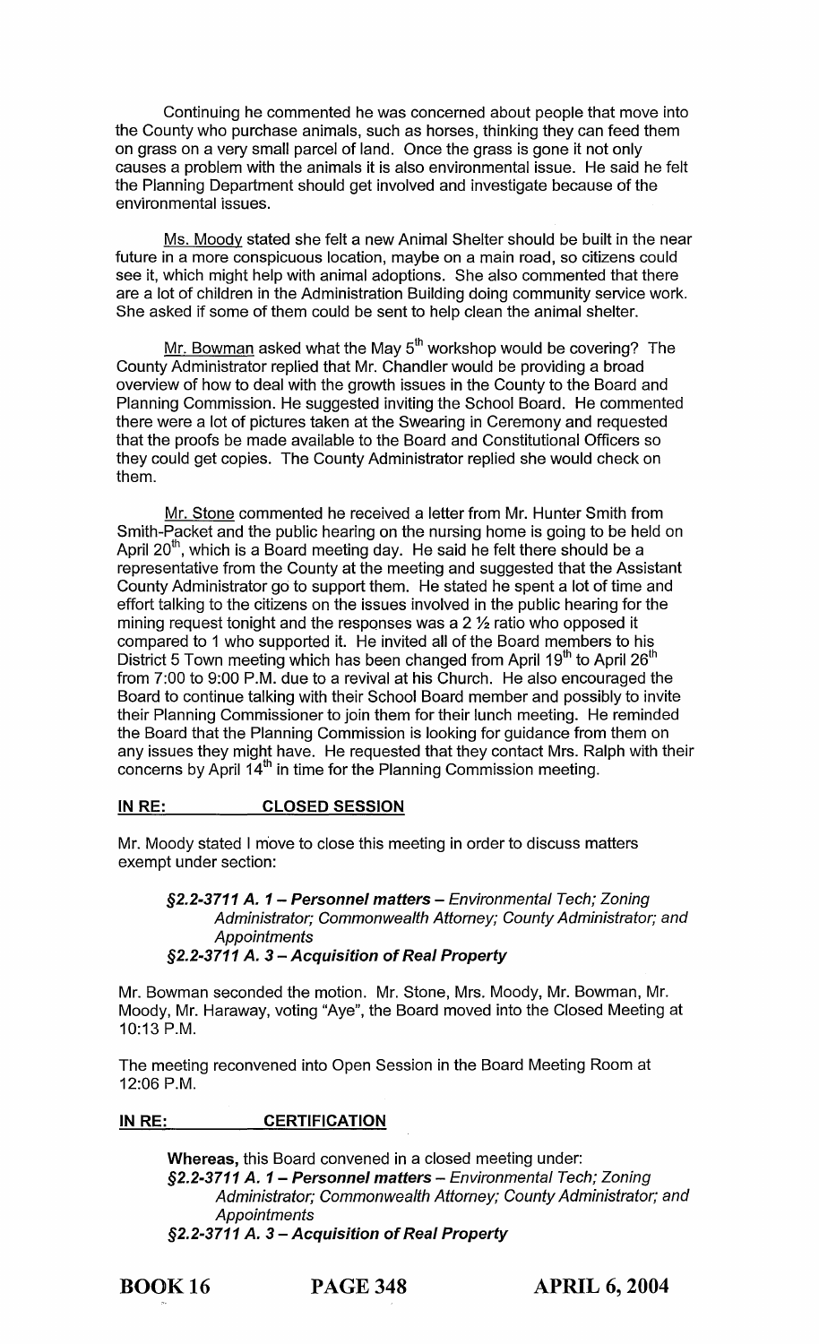Continuing he commented he was concerned about people that move into the County who purchase animals, such as horses, thinking they can feed them on grass on a very small parcel of land. Once the grass is gone it not only causes a problem with the animals it is also environmental issue. He said he felt the Planning Department should get involved and investigate because of the environmental issues.

Ms. Moody stated she felt a new Animal Shelter should be built in the near future in a more conspicuous location, maybe on a main road, so citizens could see it, which might help with animal adoptions. She also commented that there are a lot of children in the Administration Building doing community service work. She asked if some of them could be sent to help clean the animal shelter.

Mr. Bowman asked what the May 5th workshop would be covering? The County Administrator replied that Mr. Chandler would be providing a broad overview of how to deal with the growth issues in the County to the Board and Planning Commission. He suggested inviting the School Board. He commented there were a lot of pictures taken at the Swearing in Ceremony and requested that the proofs be made available to the Board and Constitutional Officers so they could get copies. The County Administrator replied she would check on them.

Mr. Stone commented he received a letter from Mr. Hunter Smith from Smith-Packet and the public hearing on the nursing home is going to be held on April 20th, which is a Board meeting day. He said he felt there should be a representative from the County at the meeting and suggested that the Assistant County Administrator go to support them. He stated he spent a lot of time and effort talking to the citizens on the issues involved in the public hearing for the mining request tonight and the responses was a 2 ½ ratio who opposed it compared to 1 who supported it. He invited all of the Board members to his District 5 Town meeting which has been changed from April 19th to April 26th from 7:00 to 9:00 P.M. due to a revival at his Church. He also encouraged the Board to continue talking with their School Board member and possibly to invite their Planning Commissioner to join them for their lunch meeting. He reminded the Board that the Planning Commission is looking for guidance from them on any issues they might have. He requested that they contact Mrs. Ralph with their concerns by April 14th in time for the Planning Commission meeting.

## IN RE: CLOSED SESSION

Mr. Moody stated I move to close this meeting in order to discuss matters exempt under section:

> **§2.2-3711 A. 1 – Personnel matters** – *Environmental Tech; Zoning Administrator; Commonwealth Attorney; County Administrator; and Appointments*
> **§2.2-3711 A. 3 – Acquisition of Real Property**

Mr. Bowman seconded the motion. Mr. Stone, Mrs. Moody, Mr. Bowman, Mr. Moody, Mr. Haraway, voting "Aye", the Board moved into the Closed Meeting at 10:13 P.M.

The meeting reconvened into Open Session in the Board Meeting Room at 12:06 P.M.

## IN RE: CERTIFICATION

**Whereas,** this Board convened in a closed meeting under:
**§2.2-3711 A. 1 – Personnel matters** – *Environmental Tech; Zoning Administrator; Commonwealth Attorney; County Administrator; and Appointments*
**§2.2-3711 A. 3 – Acquisition of Real Property**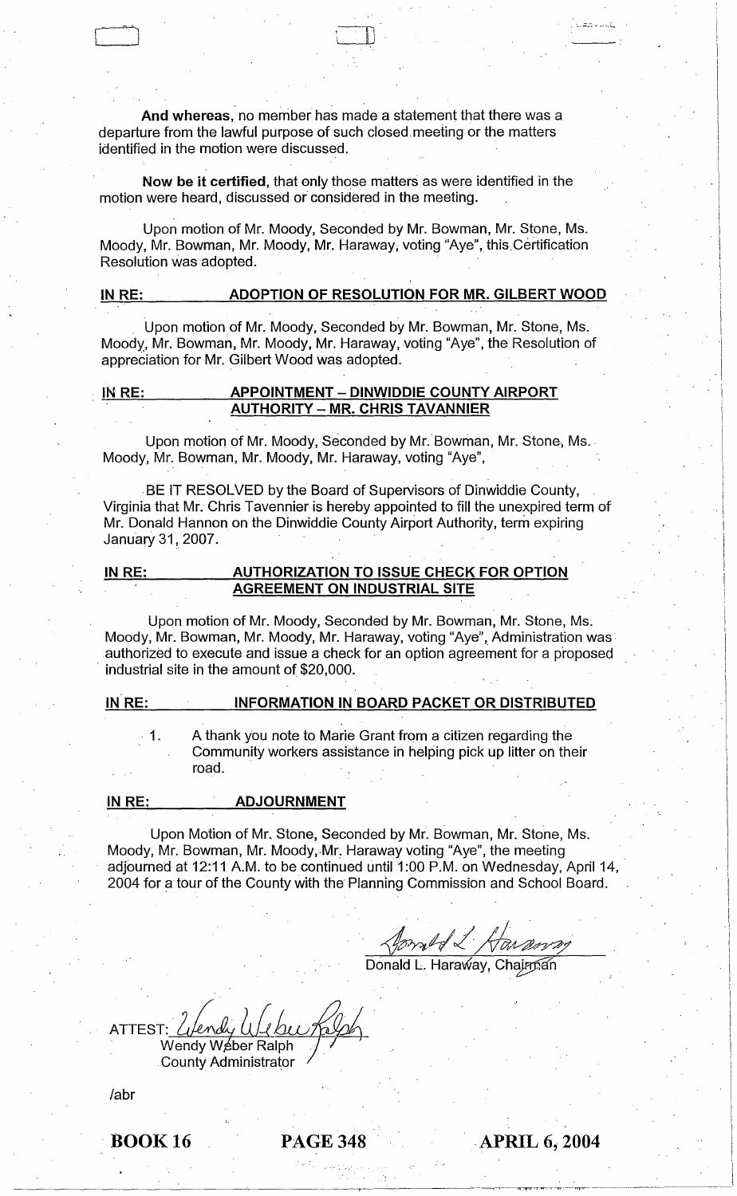**And whereas**, no member has made a statement that there was a departure from the lawful purpose of such closed meeting or the matters identified in the motion were discussed.

**Now be it certified**, that only those matters as were identified in the motion were heard, discussed or considered in the meeting.

Upon motion of Mr. Moody, Seconded by Mr. Bowman, Mr. Stone, Ms. Moody, Mr. Bowman, Mr. Moody, Mr. Haraway, voting "Aye", this Certification Resolution was adopted.

**IN RE: ADOPTION OF RESOLUTION FOR MR. GILBERT WOOD**

Upon motion of Mr. Moody, Seconded by Mr. Bowman, Mr. Stone, Ms. Moody, Mr. Bowman, Mr. Moody, Mr. Haraway, voting "Aye", the Resolution of appreciation for Mr. Gilbert Wood was adopted.

**IN RE: APPOINTMENT – DINWIDDIE COUNTY AIRPORT AUTHORITY – MR. CHRIS TAVANNIER**

Upon motion of Mr. Moody, Seconded by Mr. Bowman, Mr. Stone, Ms. Moody, Mr. Bowman, Mr. Moody, Mr. Haraway, voting "Aye",

BE IT RESOLVED by the Board of Supervisors of Dinwiddie County, Virginia that Mr. Chris Tavennier is hereby appointed to fill the unexpired term of Mr. Donald Hannon on the Dinwiddie County Airport Authority, term expiring January 31, 2007.

**IN RE: AUTHORIZATION TO ISSUE CHECK FOR OPTION AGREEMENT ON INDUSTRIAL SITE**

Upon motion of Mr. Moody, Seconded by Mr. Bowman, Mr. Stone, Ms. Moody, Mr. Bowman, Mr. Moody, Mr. Haraway, voting "Aye", Administration was authorized to execute and issue a check for an option agreement for a proposed industrial site in the amount of $20,000.

**IN RE: INFORMATION IN BOARD PACKET OR DISTRIBUTED**

1. A thank you note to Marie Grant from a citizen regarding the Community workers assistance in helping pick up litter on their road.

**IN RE: ADJOURNMENT**

Upon Motion of Mr. Stone, Seconded by Mr. Bowman, Mr. Stone, Ms. Moody, Mr. Bowman, Mr. Moody, Mr. Haraway voting "Aye", the meeting adjourned at 12:11 A.M. to be continued until 1:00 P.M. on Wednesday, April 14, 2004 for a tour of the County with the Planning Commission and School Board.

Donald L. Haraway, Chairman

ATTEST: Wendy Weber Ralph
County Administrator

/abr

**BOOK 16 PAGE 348 APRIL 6, 2004**